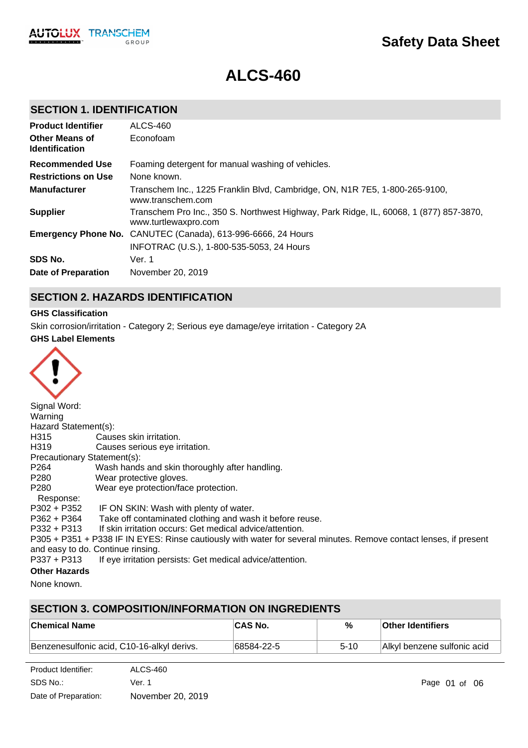Safety Data Sheet

# ALCS-460

## SECTION 1. IDENTIFICATION

| | |
|---|---|
| **Product Identifier** | ALCS-460 |
| **Other Means of Identification** | Econofoam |
| **Recommended Use** | Foaming detergent for manual washing of vehicles. |
| **Restrictions on Use** | None known. |
| **Manufacturer** | Transchem Inc., 1225 Franklin Blvd, Cambridge, ON, N1R 7E5, 1-800-265-9100, www.transchem.com |
| **Supplier** | Transchem Pro Inc., 350 S. Northwest Highway, Park Ridge, IL, 60068, 1 (877) 857-3870, www.turtlewaxpro.com |
| **Emergency Phone No.** | CANUTEC (Canada), 613-996-6666, 24 Hours<br>INFOTRAC (U.S.), 1-800-535-5053, 24 Hours |
| **SDS No.** | Ver. 1 |
| **Date of Preparation** | November 20, 2019 |

## SECTION 2. HAZARDS IDENTIFICATION

**GHS Classification**

Skin corrosion/irritation - Category 2; Serious eye damage/eye irritation - Category 2A

**GHS Label Elements**

Signal Word:
Warning

Hazard Statement(s):
H315 Causes skin irritation.
H319 Causes serious eye irritation.

Precautionary Statement(s):
P264 Wash hands and skin thoroughly after handling.
P280 Wear protective gloves.
P280 Wear eye protection/face protection.

Response:
P302 + P352 IF ON SKIN: Wash with plenty of water.
P362 + P364 Take off contaminated clothing and wash it before reuse.
P332 + P313 If skin irritation occurs: Get medical advice/attention.
P305 + P351 + P338 IF IN EYES: Rinse cautiously with water for several minutes. Remove contact lenses, if present and easy to do. Continue rinsing.
P337 + P313 If eye irritation persists: Get medical advice/attention.

**Other Hazards**

None known.

## SECTION 3. COMPOSITION/INFORMATION ON INGREDIENTS

| Chemical Name | CAS No. | % | Other Identifiers |
|---|---|---|---|
| Benzenesulfonic acid, C10-16-alkyl derivs. | 68584-22-5 | 5-10 | Alkyl benzene sulfonic acid |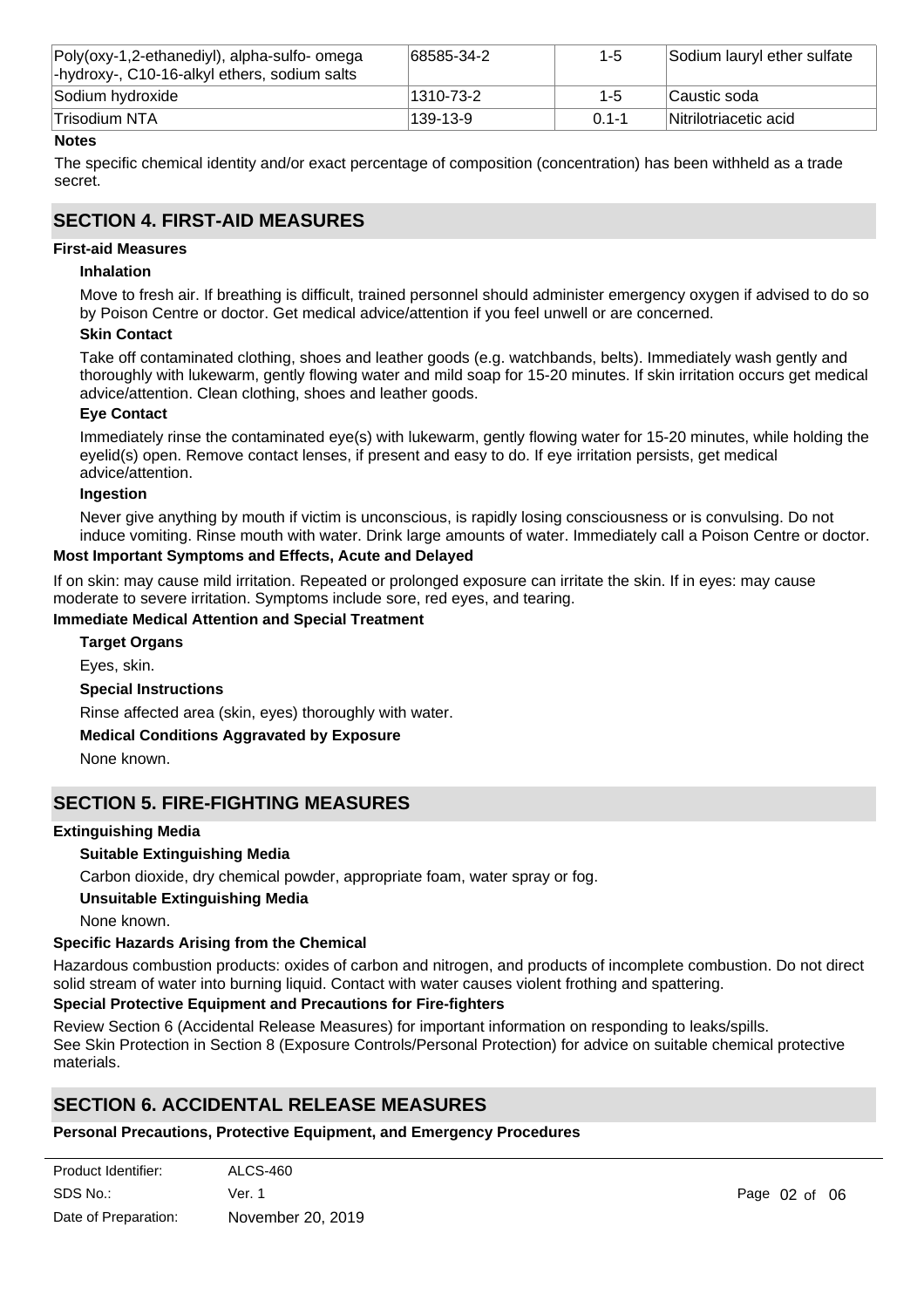| Poly(oxy-1,2-ethanediyl), alpha-sulfo- omega -hydroxy-, C10-16-alkyl ethers, sodium salts | 68585-34-2 | 1-5 | Sodium lauryl ether sulfate |
|---|---|---|---|
| Sodium hydroxide | 1310-73-2 | 1-5 | Caustic soda |
| Trisodium NTA | 139-13-9 | 0.1-1 | Nitrilotriacetic acid |

**Notes**

The specific chemical identity and/or exact percentage of composition (concentration) has been withheld as a trade secret.

## SECTION 4. FIRST-AID MEASURES

**First-aid Measures**

**Inhalation**

Move to fresh air. If breathing is difficult, trained personnel should administer emergency oxygen if advised to do so by Poison Centre or doctor. Get medical advice/attention if you feel unwell or are concerned.

**Skin Contact**

Take off contaminated clothing, shoes and leather goods (e.g. watchbands, belts). Immediately wash gently and thoroughly with lukewarm, gently flowing water and mild soap for 15-20 minutes. If skin irritation occurs get medical advice/attention. Clean clothing, shoes and leather goods.

**Eye Contact**

Immediately rinse the contaminated eye(s) with lukewarm, gently flowing water for 15-20 minutes, while holding the eyelid(s) open. Remove contact lenses, if present and easy to do. If eye irritation persists, get medical advice/attention.

**Ingestion**

Never give anything by mouth if victim is unconscious, is rapidly losing consciousness or is convulsing. Do not induce vomiting. Rinse mouth with water. Drink large amounts of water. Immediately call a Poison Centre or doctor.

**Most Important Symptoms and Effects, Acute and Delayed**

If on skin: may cause mild irritation. Repeated or prolonged exposure can irritate the skin. If in eyes: may cause moderate to severe irritation. Symptoms include sore, red eyes, and tearing.

**Immediate Medical Attention and Special Treatment**

**Target Organs**

Eyes, skin.

**Special Instructions**

Rinse affected area (skin, eyes) thoroughly with water.

**Medical Conditions Aggravated by Exposure**

None known.

## SECTION 5. FIRE-FIGHTING MEASURES

**Extinguishing Media**

**Suitable Extinguishing Media**

Carbon dioxide, dry chemical powder, appropriate foam, water spray or fog.

**Unsuitable Extinguishing Media**

None known.

**Specific Hazards Arising from the Chemical**

Hazardous combustion products: oxides of carbon and nitrogen, and products of incomplete combustion. Do not direct solid stream of water into burning liquid. Contact with water causes violent frothing and spattering.

**Special Protective Equipment and Precautions for Fire-fighters**

Review Section 6 (Accidental Release Measures) for important information on responding to leaks/spills.
See Skin Protection in Section 8 (Exposure Controls/Personal Protection) for advice on suitable chemical protective materials.

## SECTION 6. ACCIDENTAL RELEASE MEASURES

**Personal Precautions, Protective Equipment, and Emergency Procedures**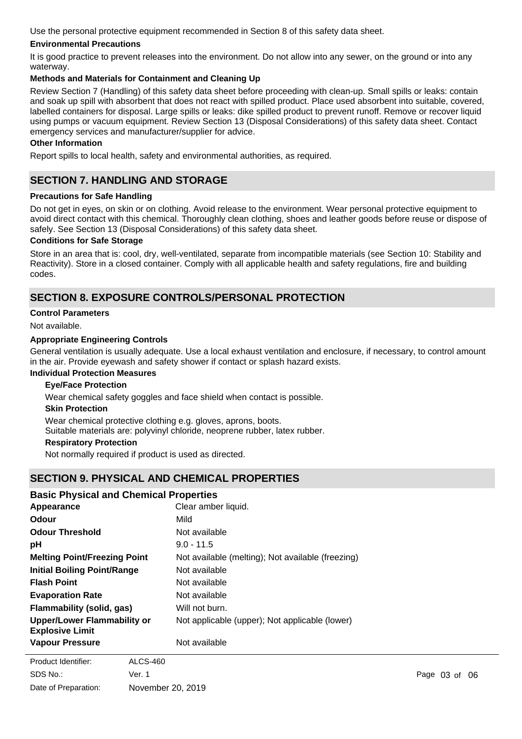Use the personal protective equipment recommended in Section 8 of this safety data sheet.

**Environmental Precautions**

It is good practice to prevent releases into the environment. Do not allow into any sewer, on the ground or into any waterway.

**Methods and Materials for Containment and Cleaning Up**

Review Section 7 (Handling) of this safety data sheet before proceeding with clean-up. Small spills or leaks: contain and soak up spill with absorbent that does not react with spilled product. Place used absorbent into suitable, covered, labelled containers for disposal. Large spills or leaks: dike spilled product to prevent runoff. Remove or recover liquid using pumps or vacuum equipment. Review Section 13 (Disposal Considerations) of this safety data sheet. Contact emergency services and manufacturer/supplier for advice.

**Other Information**

Report spills to local health, safety and environmental authorities, as required.

## SECTION 7. HANDLING AND STORAGE

**Precautions for Safe Handling**

Do not get in eyes, on skin or on clothing. Avoid release to the environment. Wear personal protective equipment to avoid direct contact with this chemical. Thoroughly clean clothing, shoes and leather goods before reuse or dispose of safely. See Section 13 (Disposal Considerations) of this safety data sheet.

**Conditions for Safe Storage**

Store in an area that is: cool, dry, well-ventilated, separate from incompatible materials (see Section 10: Stability and Reactivity). Store in a closed container. Comply with all applicable health and safety regulations, fire and building codes.

## SECTION 8. EXPOSURE CONTROLS/PERSONAL PROTECTION

**Control Parameters**

Not available.

**Appropriate Engineering Controls**

General ventilation is usually adequate. Use a local exhaust ventilation and enclosure, if necessary, to control amount in the air. Provide eyewash and safety shower if contact or splash hazard exists.

**Individual Protection Measures**

**Eye/Face Protection**

Wear chemical safety goggles and face shield when contact is possible.

**Skin Protection**

Wear chemical protective clothing e.g. gloves, aprons, boots.
Suitable materials are: polyvinyl chloride, neoprene rubber, latex rubber.

**Respiratory Protection**

Not normally required if product is used as directed.

## SECTION 9. PHYSICAL AND CHEMICAL PROPERTIES

### Basic Physical and Chemical Properties

| | |
|---|---|
| **Appearance** | Clear amber liquid. |
| **Odour** | Mild |
| **Odour Threshold** | Not available |
| **pH** | 9.0 - 11.5 |
| **Melting Point/Freezing Point** | Not available (melting); Not available (freezing) |
| **Initial Boiling Point/Range** | Not available |
| **Flash Point** | Not available |
| **Evaporation Rate** | Not available |
| **Flammability (solid, gas)** | Will not burn. |
| **Upper/Lower Flammability or Explosive Limit** | Not applicable (upper); Not applicable (lower) |
| **Vapour Pressure** | Not available |

Product Identifier: ALCS-460
SDS No.: Ver. 1
Date of Preparation: November 20, 2019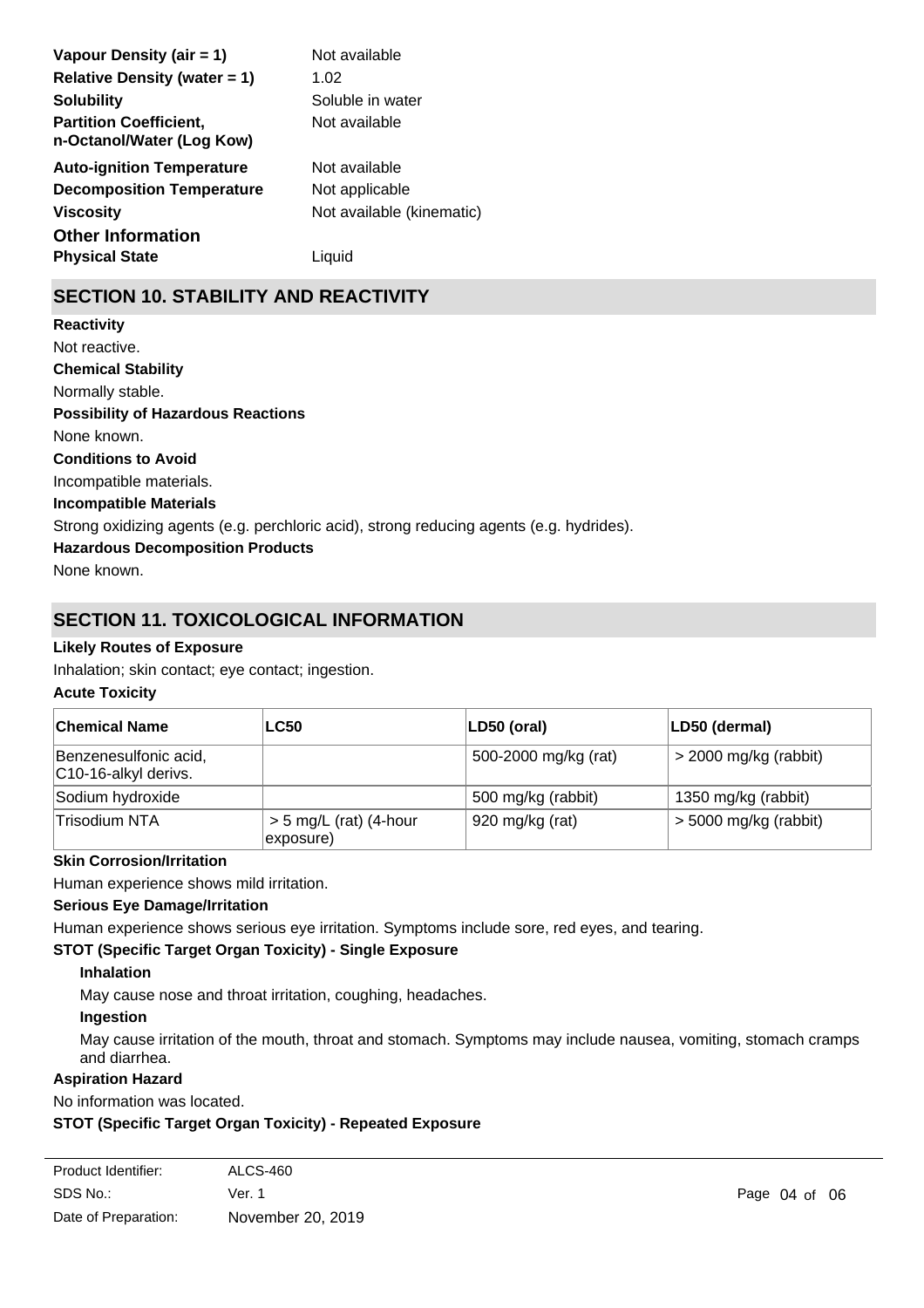| | |
|---|---|
| **Vapour Density (air = 1)** | Not available |
| **Relative Density (water = 1)** | 1.02 |
| **Solubility** | Soluble in water |
| **Partition Coefficient, n-Octanol/Water (Log Kow)** | Not available |
| **Auto-ignition Temperature** | Not available |
| **Decomposition Temperature** | Not applicable |
| **Viscosity** | Not available (kinematic) |

**Other Information**

| | |
|---|---|
| **Physical State** | Liquid |

## SECTION 10. STABILITY AND REACTIVITY

**Reactivity**

Not reactive.

**Chemical Stability**

Normally stable.

**Possibility of Hazardous Reactions**

None known.

**Conditions to Avoid**

Incompatible materials.

**Incompatible Materials**

Strong oxidizing agents (e.g. perchloric acid), strong reducing agents (e.g. hydrides).

**Hazardous Decomposition Products**

None known.

## SECTION 11. TOXICOLOGICAL INFORMATION

**Likely Routes of Exposure**

Inhalation; skin contact; eye contact; ingestion.

**Acute Toxicity**

| Chemical Name | LC50 | LD50 (oral) | LD50 (dermal) |
|---|---|---|---|
| Benzenesulfonic acid, C10-16-alkyl derivs. | | 500-2000 mg/kg (rat) | > 2000 mg/kg (rabbit) |
| Sodium hydroxide | | 500 mg/kg (rabbit) | 1350 mg/kg (rabbit) |
| Trisodium NTA | > 5 mg/L (rat) (4-hour exposure) | 920 mg/kg (rat) | > 5000 mg/kg (rabbit) |

**Skin Corrosion/Irritation**

Human experience shows mild irritation.

**Serious Eye Damage/Irritation**

Human experience shows serious eye irritation. Symptoms include sore, red eyes, and tearing.

**STOT (Specific Target Organ Toxicity) - Single Exposure**

**Inhalation**

May cause nose and throat irritation, coughing, headaches.

**Ingestion**

May cause irritation of the mouth, throat and stomach. Symptoms may include nausea, vomiting, stomach cramps and diarrhea.

**Aspiration Hazard**

No information was located.

**STOT (Specific Target Organ Toxicity) - Repeated Exposure**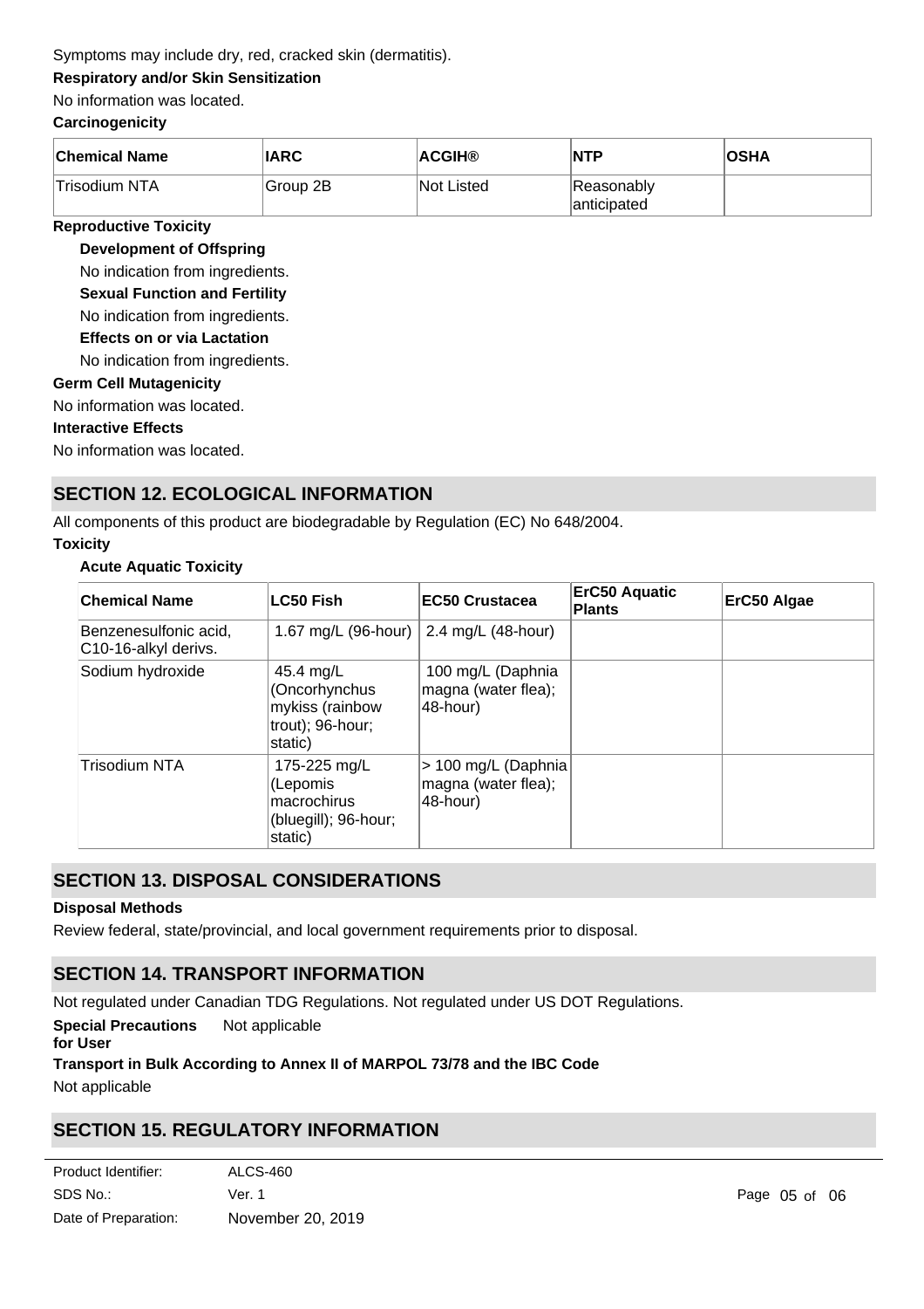Symptoms may include dry, red, cracked skin (dermatitis).

**Respiratory and/or Skin Sensitization**

No information was located.

**Carcinogenicity**

| Chemical Name | IARC | ACGIH® | NTP | OSHA |
|---|---|---|---|---|
| Trisodium NTA | Group 2B | Not Listed | Reasonably anticipated | |

**Reproductive Toxicity**

**Development of Offspring**

No indication from ingredients.

**Sexual Function and Fertility**

No indication from ingredients.

**Effects on or via Lactation**

No indication from ingredients.

**Germ Cell Mutagenicity**

No information was located.

**Interactive Effects**

No information was located.

## SECTION 12. ECOLOGICAL INFORMATION

All components of this product are biodegradable by Regulation (EC) No 648/2004.

**Toxicity**

**Acute Aquatic Toxicity**

| Chemical Name | LC50 Fish | EC50 Crustacea | ErC50 Aquatic Plants | ErC50 Algae |
|---|---|---|---|---|
| Benzenesulfonic acid, C10-16-alkyl derivs. | 1.67 mg/L (96-hour) | 2.4 mg/L (48-hour) | | |
| Sodium hydroxide | 45.4 mg/L (Oncorhynchus mykiss (rainbow trout); 96-hour; static) | 100 mg/L (Daphnia magna (water flea); 48-hour) | | |
| Trisodium NTA | 175-225 mg/L (Lepomis macrochirus (bluegill); 96-hour; static) | > 100 mg/L (Daphnia magna (water flea); 48-hour) | | |

## SECTION 13. DISPOSAL CONSIDERATIONS

**Disposal Methods**

Review federal, state/provincial, and local government requirements prior to disposal.

## SECTION 14. TRANSPORT INFORMATION

Not regulated under Canadian TDG Regulations. Not regulated under US DOT Regulations.

**Special Precautions for User** Not applicable

**Transport in Bulk According to Annex II of MARPOL 73/78 and the IBC Code**

Not applicable

## SECTION 15. REGULATORY INFORMATION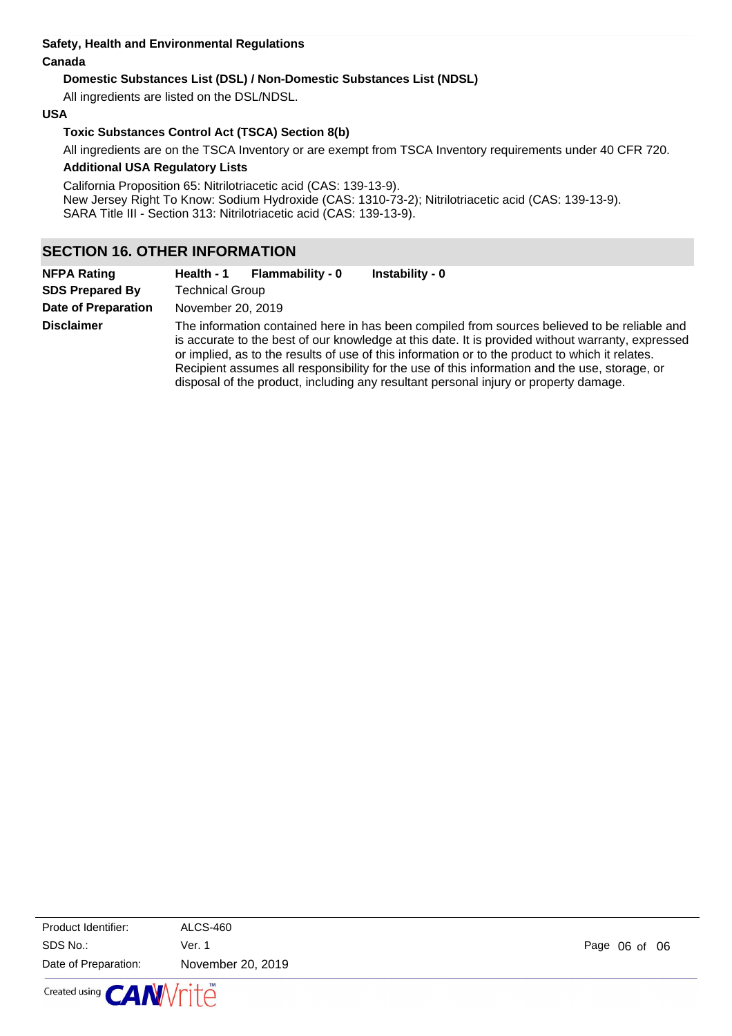**Safety, Health and Environmental Regulations**

**Canada**

**Domestic Substances List (DSL) / Non-Domestic Substances List (NDSL)**

All ingredients are listed on the DSL/NDSL.

**USA**

**Toxic Substances Control Act (TSCA) Section 8(b)**

All ingredients are on the TSCA Inventory or are exempt from TSCA Inventory requirements under 40 CFR 720.

**Additional USA Regulatory Lists**

California Proposition 65: Nitrilotriacetic acid (CAS: 139-13-9).
New Jersey Right To Know: Sodium Hydroxide (CAS: 1310-73-2); Nitrilotriacetic acid (CAS: 139-13-9).
SARA Title III - Section 313: Nitrilotriacetic acid (CAS: 139-13-9).

## SECTION 16. OTHER INFORMATION

| | |
|---|---|
| **NFPA Rating** | **Health - 1** **Flammability - 0** **Instability - 0** |
| **SDS Prepared By** | Technical Group |
| **Date of Preparation** | November 20, 2019 |
| **Disclaimer** | The information contained here in has been compiled from sources believed to be reliable and is accurate to the best of our knowledge at this date. It is provided without warranty, expressed or implied, as to the results of use of this information or to the product to which it relates. Recipient assumes all responsibility for the use of this information and the use, storage, or disposal of the product, including any resultant personal injury or property damage. |